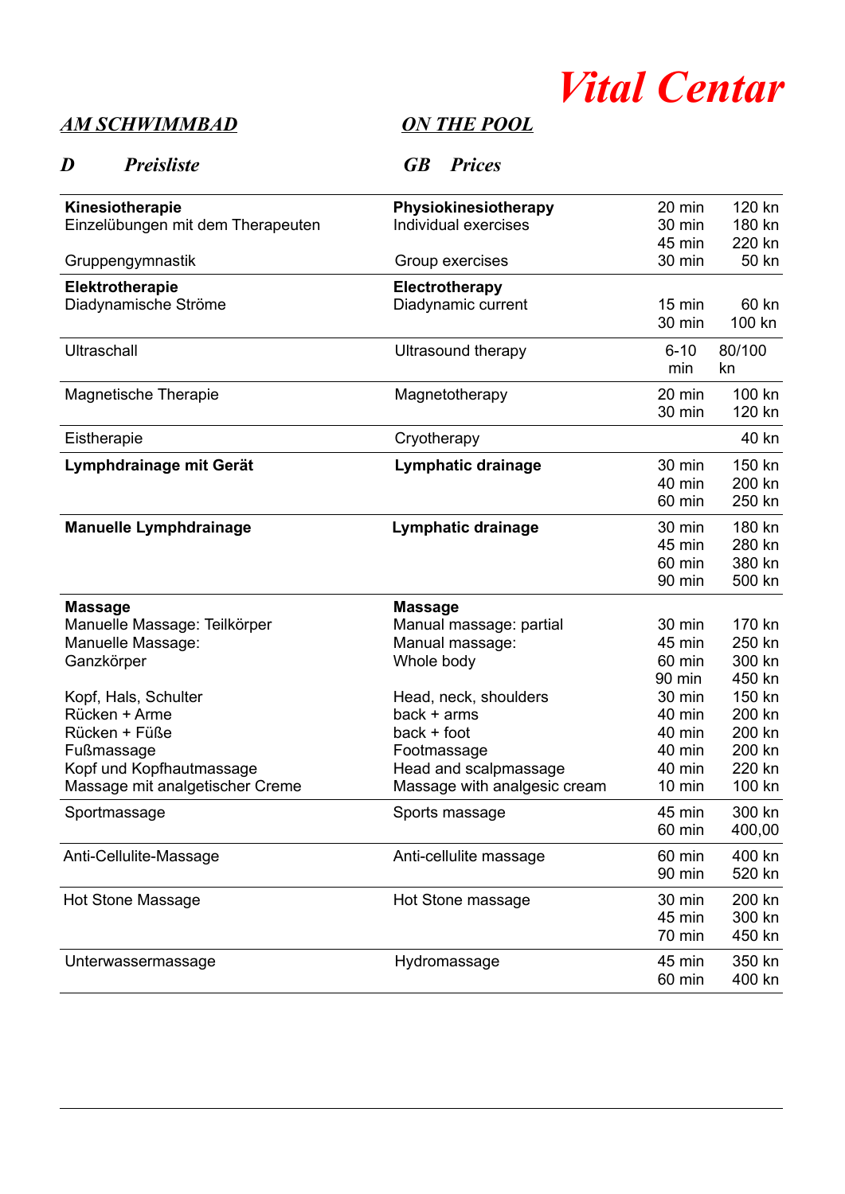# *Vital Centar*

***AM SCHWIMMBAD*** ***ON THE POOL***

***D Preisliste*** ***GB Prices***

| D | GB | | |
|---|---|---|---|
| **Kinesiotherapie** | **Physiokinesiotherapy** | 20 min | 120 kn |
| Einzelübungen mit dem Therapeuten | Individual exercises | 30 min | 180 kn |
| | | 45 min | 220 kn |
| Gruppengymnastik | Group exercises | 30 min | 50 kn |
| **Elektrotherapie** | **Electrotherapy** | | |
| Diadynamische Ströme | Diadynamic current | 15 min | 60 kn |
| | | 30 min | 100 kn |
| Ultraschall | Ultrasound therapy | 6-10 min | 80/100 kn |
| Magnetische Therapie | Magnetotherapy | 20 min | 100 kn |
| | | 30 min | 120 kn |
| Eistherapie | Cryotherapy | | 40 kn |
| **Lymphdrainage mit Gerät** | **Lymphatic drainage** | 30 min | 150 kn |
| | | 40 min | 200 kn |
| | | 60 min | 250 kn |
| **Manuelle Lymphdrainage** | **Lymphatic drainage** | 30 min | 180 kn |
| | | 45 min | 280 kn |
| | | 60 min | 380 kn |
| | | 90 min | 500 kn |
| **Massage** | **Massage** | | |
| Manuelle Massage: Teilkörper | Manual massage: partial | 30 min | 170 kn |
| Manuelle Massage: | Manual massage: | 45 min | 250 kn |
| Ganzkörper | Whole body | 60 min | 300 kn |
| | | 90 min | 450 kn |
| Kopf, Hals, Schulter | Head, neck, shoulders | 30 min | 150 kn |
| Rücken + Arme | back + arms | 40 min | 200 kn |
| Rücken + Füße | back + foot | 40 min | 200 kn |
| Fußmassage | Footmassage | 40 min | 200 kn |
| Kopf und Kopfhautmassage | Head and scalpmassage | 40 min | 220 kn |
| Massage mit analgetischer Creme | Massage with analgesic cream | 10 min | 100 kn |
| Sportmassage | Sports massage | 45 min | 300 kn |
| | | 60 min | 400,00 |
| Anti-Cellulite-Massage | Anti-cellulite massage | 60 min | 400 kn |
| | | 90 min | 520 kn |
| Hot Stone Massage | Hot Stone massage | 30 min | 200 kn |
| | | 45 min | 300 kn |
| | | 70 min | 450 kn |
| Unterwassermassage | Hydromassage | 45 min | 350 kn |
| | | 60 min | 400 kn |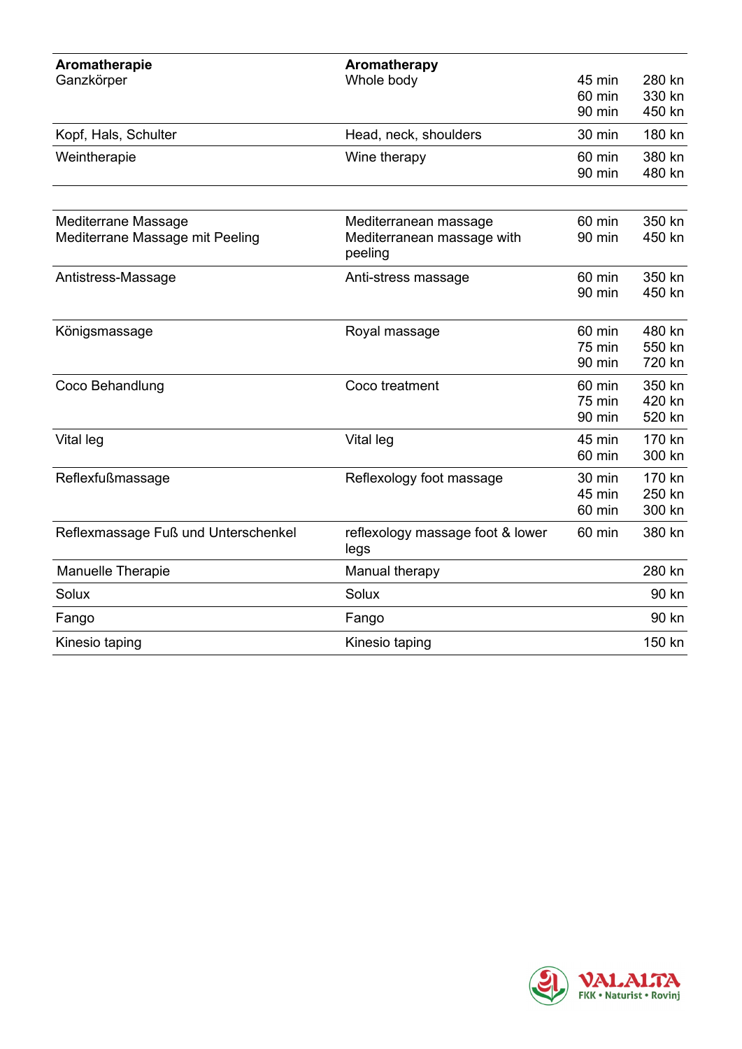| | | | |
|---|---|---|---|
| **Aromatherapie** | **Aromatherapy** | | |
| Ganzkörper | Whole body | 45 min<br>60 min<br>90 min | 280 kn<br>330 kn<br>450 kn |
| Kopf, Hals, Schulter | Head, neck, shoulders | 30 min | 180 kn |
| Weintherapie | Wine therapy | 60 min<br>90 min | 380 kn<br>480 kn |

| | | | |
|---|---|---|---|
| Mediterrane Massage<br>Mediterrane Massage mit Peeling | Mediterranean massage<br>Mediterranean massage with peeling | 60 min<br>90 min | 350 kn<br>450 kn |
| Antistress-Massage | Anti-stress massage | 60 min<br>90 min | 350 kn<br>450 kn |
| Königsmassage | Royal massage | 60 min<br>75 min<br>90 min | 480 kn<br>550 kn<br>720 kn |
| Coco Behandlung | Coco treatment | 60 min<br>75 min<br>90 min | 350 kn<br>420 kn<br>520 kn |
| Vital leg | Vital leg | 45 min<br>60 min | 170 kn<br>300 kn |
| Reflexfußmassage | Reflexology foot massage | 30 min<br>45 min<br>60 min | 170 kn<br>250 kn<br>300 kn |
| Reflexmassage Fuß und Unterschenkel | reflexology massage foot & lower legs | 60 min | 380 kn |
| Manuelle Therapie | Manual therapy | | 280 kn |
| Solux | Solux | | 90 kn |
| Fango | Fango | | 90 kn |
| Kinesio taping | Kinesio taping | | 150 kn |

VALALTA
FKK • Naturist • Rovinj